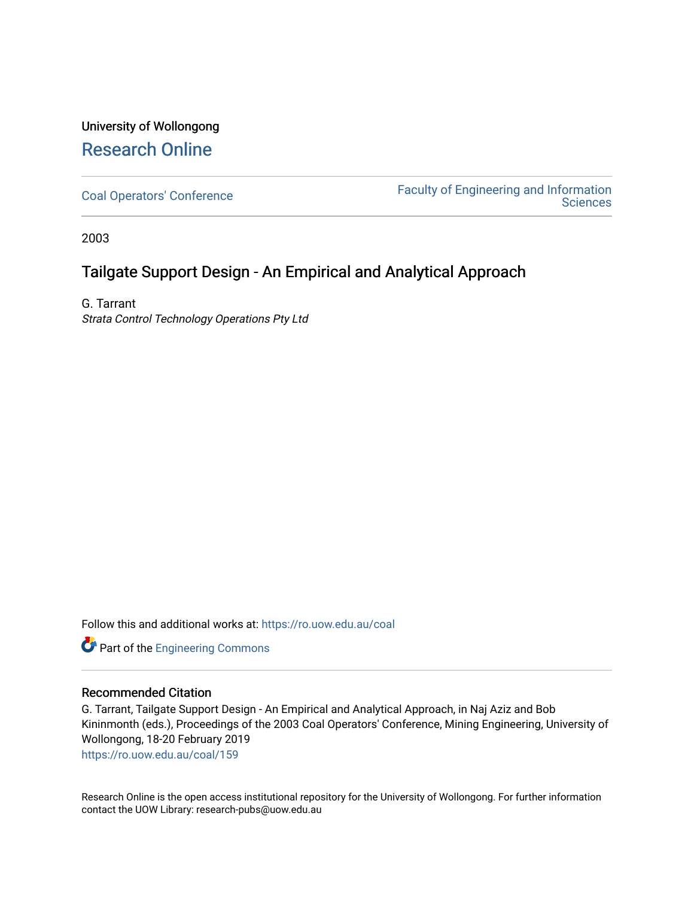University of Wollongong

# Research Online

Coal Operators' Conference

Faculty of Engineering and Information Sciences

2003

## Tailgate Support Design - An Empirical and Analytical Approach

G. Tarrant

*Strata Control Technology Operations Pty Ltd*

Follow this and additional works at: https://ro.uow.edu.au/coal

Part of the Engineering Commons

### Recommended Citation

G. Tarrant, Tailgate Support Design - An Empirical and Analytical Approach, in Naj Aziz and Bob Kininmonth (eds.), Proceedings of the 2003 Coal Operators' Conference, Mining Engineering, University of Wollongong, 18-20 February 2019

https://ro.uow.edu.au/coal/159

Research Online is the open access institutional repository for the University of Wollongong. For further information contact the UOW Library: research-pubs@uow.edu.au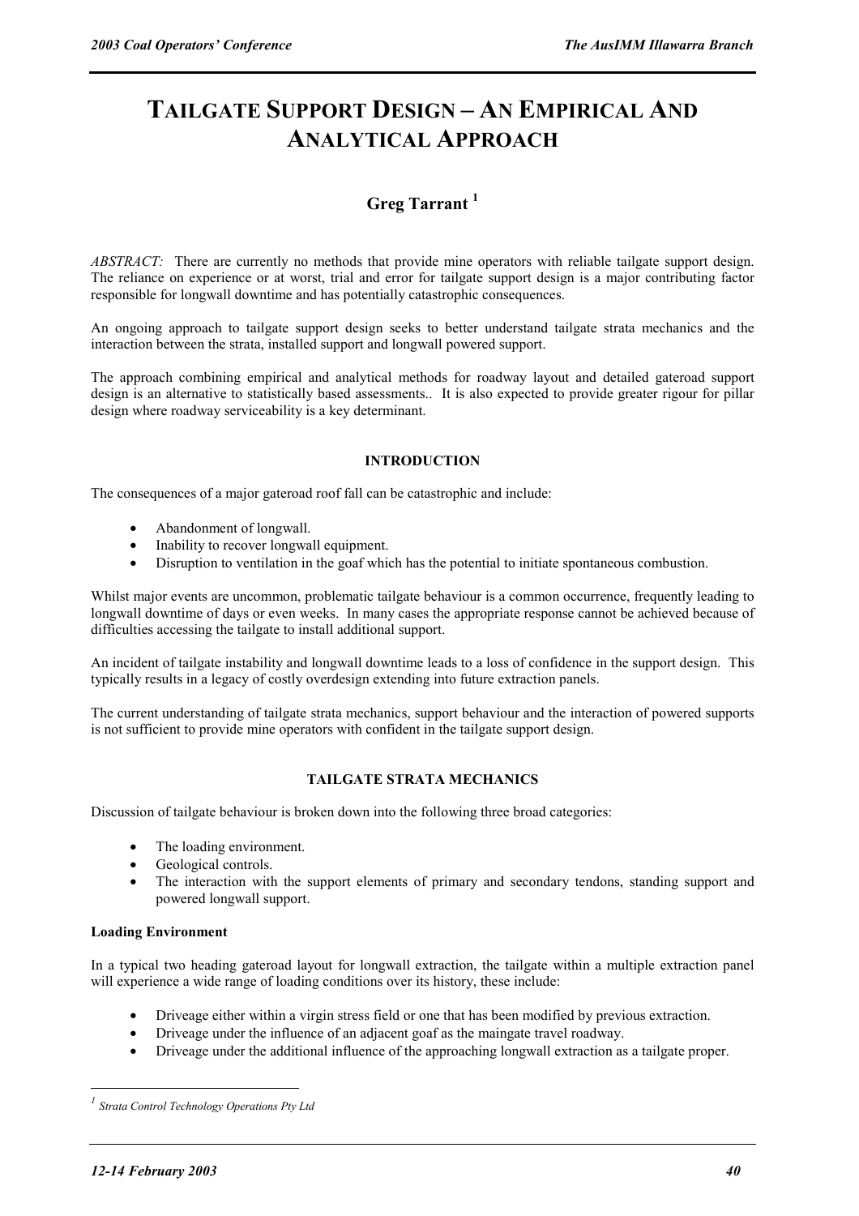# TAILGATE SUPPORT DESIGN – AN EMPIRICAL AND ANALYTICAL APPROACH

## Greg Tarrant [1]

*ABSTRACT:* There are currently no methods that provide mine operators with reliable tailgate support design. The reliance on experience or at worst, trial and error for tailgate support design is a major contributing factor responsible for longwall downtime and has potentially catastrophic consequences.

An ongoing approach to tailgate support design seeks to better understand tailgate strata mechanics and the interaction between the strata, installed support and longwall powered support.

The approach combining empirical and analytical methods for roadway layout and detailed gateroad support design is an alternative to statistically based assessments.. It is also expected to provide greater rigour for pillar design where roadway serviceability is a key determinant.

### INTRODUCTION

The consequences of a major gateroad roof fall can be catastrophic and include:

- Abandonment of longwall.
- Inability to recover longwall equipment.
- Disruption to ventilation in the goaf which has the potential to initiate spontaneous combustion.

Whilst major events are uncommon, problematic tailgate behaviour is a common occurrence, frequently leading to longwall downtime of days or even weeks. In many cases the appropriate response cannot be achieved because of difficulties accessing the tailgate to install additional support.

An incident of tailgate instability and longwall downtime leads to a loss of confidence in the support design. This typically results in a legacy of costly overdesign extending into future extraction panels.

The current understanding of tailgate strata mechanics, support behaviour and the interaction of powered supports is not sufficient to provide mine operators with confident in the tailgate support design.

### TAILGATE STRATA MECHANICS

Discussion of tailgate behaviour is broken down into the following three broad categories:

- The loading environment.
- Geological controls.
- The interaction with the support elements of primary and secondary tendons, standing support and powered longwall support.

#### Loading Environment

In a typical two heading gateroad layout for longwall extraction, the tailgate within a multiple extraction panel will experience a wide range of loading conditions over its history, these include:

- Driveage either within a virgin stress field or one that has been modified by previous extraction.
- Driveage under the influence of an adjacent goaf as the maingate travel roadway.
- Driveage under the additional influence of the approaching longwall extraction as a tailgate proper.

[1] *Strata Control Technology Operations Pty Ltd*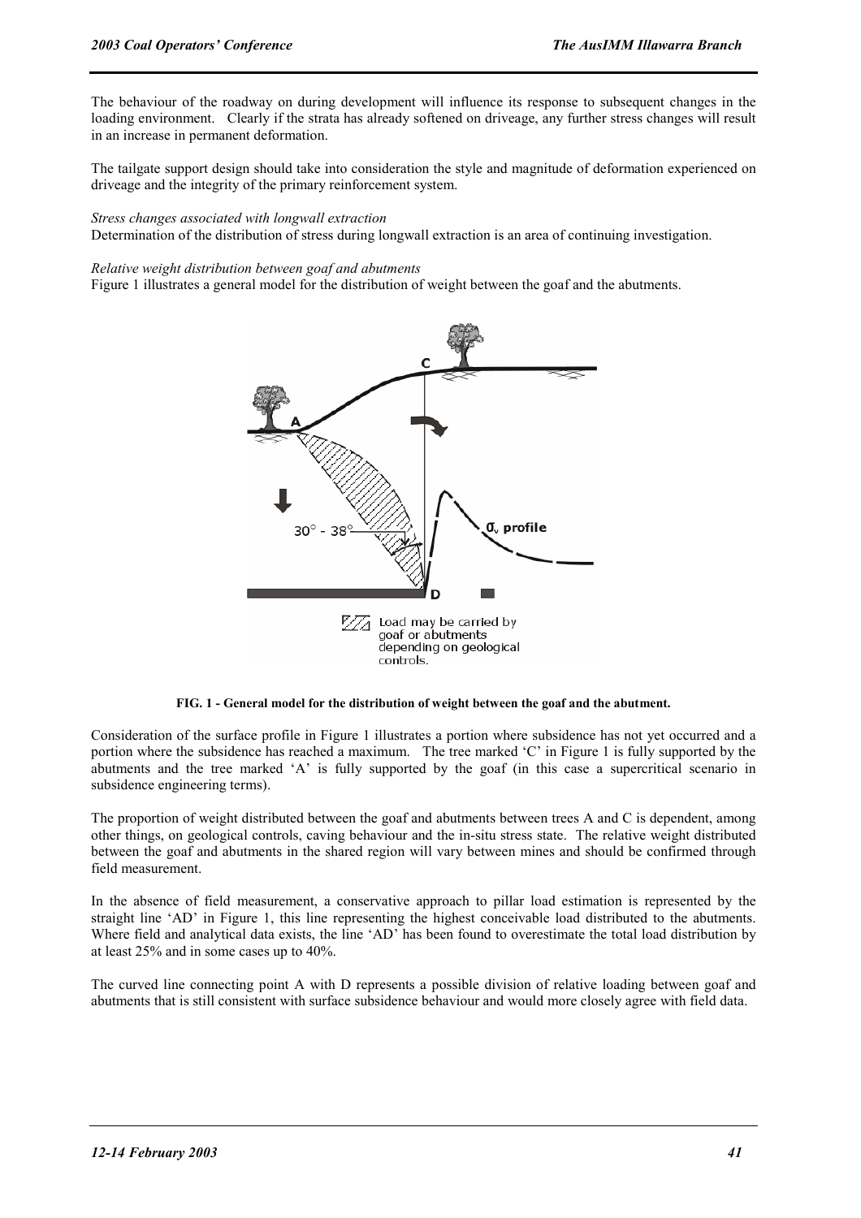The behaviour of the roadway on during development will influence its response to subsequent changes in the loading environment. Clearly if the strata has already softened on driveage, any further stress changes will result in an increase in permanent deformation.

The tailgate support design should take into consideration the style and magnitude of deformation experienced on driveage and the integrity of the primary reinforcement system.

*Stress changes associated with longwall extraction*

Determination of the distribution of stress during longwall extraction is an area of continuing investigation.

*Relative weight distribution between goaf and abutments*

Figure 1 illustrates a general model for the distribution of weight between the goaf and the abutments.

**FIG. 1 - General model for the distribution of weight between the goaf and the abutment.**

Consideration of the surface profile in Figure 1 illustrates a portion where subsidence has not yet occurred and a portion where the subsidence has reached a maximum. The tree marked 'C' in Figure 1 is fully supported by the abutments and the tree marked 'A' is fully supported by the goaf (in this case a supercritical scenario in subsidence engineering terms).

The proportion of weight distributed between the goaf and abutments between trees A and C is dependent, among other things, on geological controls, caving behaviour and the in-situ stress state. The relative weight distributed between the goaf and abutments in the shared region will vary between mines and should be confirmed through field measurement.

In the absence of field measurement, a conservative approach to pillar load estimation is represented by the straight line 'AD' in Figure 1, this line representing the highest conceivable load distributed to the abutments. Where field and analytical data exists, the line 'AD' has been found to overestimate the total load distribution by at least 25% and in some cases up to 40%.

The curved line connecting point A with D represents a possible division of relative loading between goaf and abutments that is still consistent with surface subsidence behaviour and would more closely agree with field data.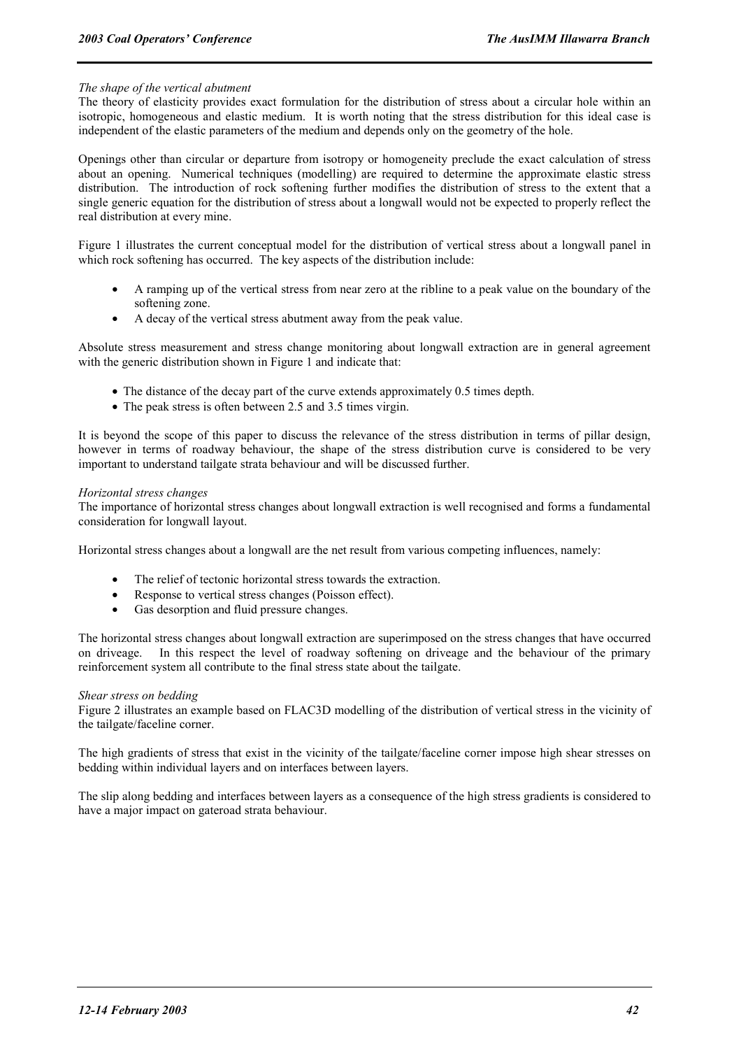*The shape of the vertical abutment*

The theory of elasticity provides exact formulation for the distribution of stress about a circular hole within an isotropic, homogeneous and elastic medium. It is worth noting that the stress distribution for this ideal case is independent of the elastic parameters of the medium and depends only on the geometry of the hole.

Openings other than circular or departure from isotropy or homogeneity preclude the exact calculation of stress about an opening. Numerical techniques (modelling) are required to determine the approximate elastic stress distribution. The introduction of rock softening further modifies the distribution of stress to the extent that a single generic equation for the distribution of stress about a longwall would not be expected to properly reflect the real distribution at every mine.

Figure 1 illustrates the current conceptual model for the distribution of vertical stress about a longwall panel in which rock softening has occurred. The key aspects of the distribution include:

- A ramping up of the vertical stress from near zero at the ribline to a peak value on the boundary of the softening zone.
- A decay of the vertical stress abutment away from the peak value.

Absolute stress measurement and stress change monitoring about longwall extraction are in general agreement with the generic distribution shown in Figure 1 and indicate that:

- The distance of the decay part of the curve extends approximately 0.5 times depth.
- The peak stress is often between 2.5 and 3.5 times virgin.

It is beyond the scope of this paper to discuss the relevance of the stress distribution in terms of pillar design, however in terms of roadway behaviour, the shape of the stress distribution curve is considered to be very important to understand tailgate strata behaviour and will be discussed further.

*Horizontal stress changes*

The importance of horizontal stress changes about longwall extraction is well recognised and forms a fundamental consideration for longwall layout.

Horizontal stress changes about a longwall are the net result from various competing influences, namely:

- The relief of tectonic horizontal stress towards the extraction.
- Response to vertical stress changes (Poisson effect).
- Gas desorption and fluid pressure changes.

The horizontal stress changes about longwall extraction are superimposed on the stress changes that have occurred on driveage. In this respect the level of roadway softening on driveage and the behaviour of the primary reinforcement system all contribute to the final stress state about the tailgate.

*Shear stress on bedding*

Figure 2 illustrates an example based on FLAC3D modelling of the distribution of vertical stress in the vicinity of the tailgate/faceline corner.

The high gradients of stress that exist in the vicinity of the tailgate/faceline corner impose high shear stresses on bedding within individual layers and on interfaces between layers.

The slip along bedding and interfaces between layers as a consequence of the high stress gradients is considered to have a major impact on gateroad strata behaviour.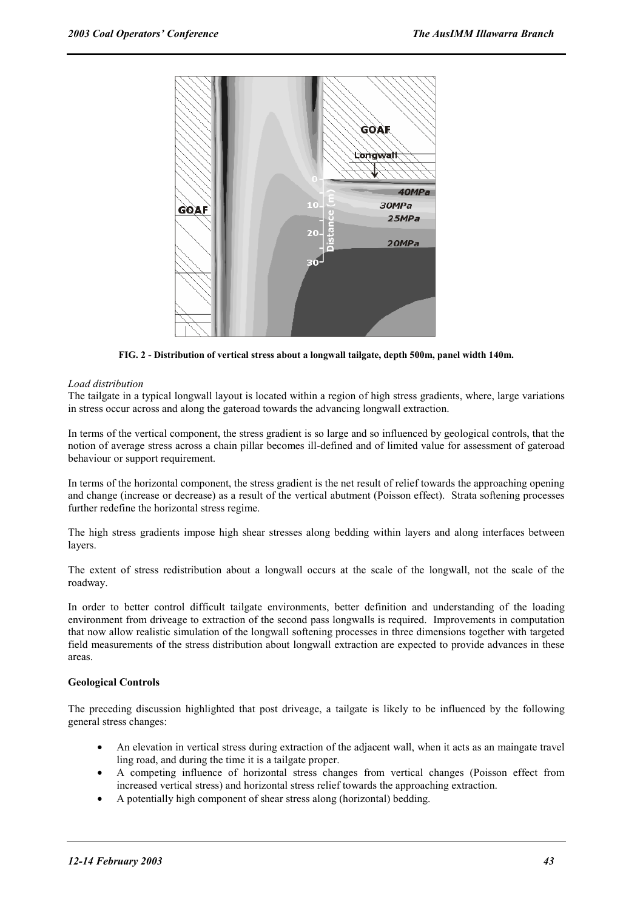FIG. 2 - Distribution of vertical stress about a longwall tailgate, depth 500m, panel width 140m.

*Load distribution*

The tailgate in a typical longwall layout is located within a region of high stress gradients, where, large variations in stress occur across and along the gateroad towards the advancing longwall extraction.

In terms of the vertical component, the stress gradient is so large and so influenced by geological controls, that the notion of average stress across a chain pillar becomes ill-defined and of limited value for assessment of gateroad behaviour or support requirement.

In terms of the horizontal component, the stress gradient is the net result of relief towards the approaching opening and change (increase or decrease) as a result of the vertical abutment (Poisson effect). Strata softening processes further redefine the horizontal stress regime.

The high stress gradients impose high shear stresses along bedding within layers and along interfaces between layers.

The extent of stress redistribution about a longwall occurs at the scale of the longwall, not the scale of the roadway.

In order to better control difficult tailgate environments, better definition and understanding of the loading environment from driveage to extraction of the second pass longwalls is required. Improvements in computation that now allow realistic simulation of the longwall softening processes in three dimensions together with targeted field measurements of the stress distribution about longwall extraction are expected to provide advances in these areas.

**Geological Controls**

The preceding discussion highlighted that post driveage, a tailgate is likely to be influenced by the following general stress changes:

- An elevation in vertical stress during extraction of the adjacent wall, when it acts as an maingate travel ling road, and during the time it is a tailgate proper.
- A competing influence of horizontal stress changes from vertical changes (Poisson effect from increased vertical stress) and horizontal stress relief towards the approaching extraction.
- A potentially high component of shear stress along (horizontal) bedding.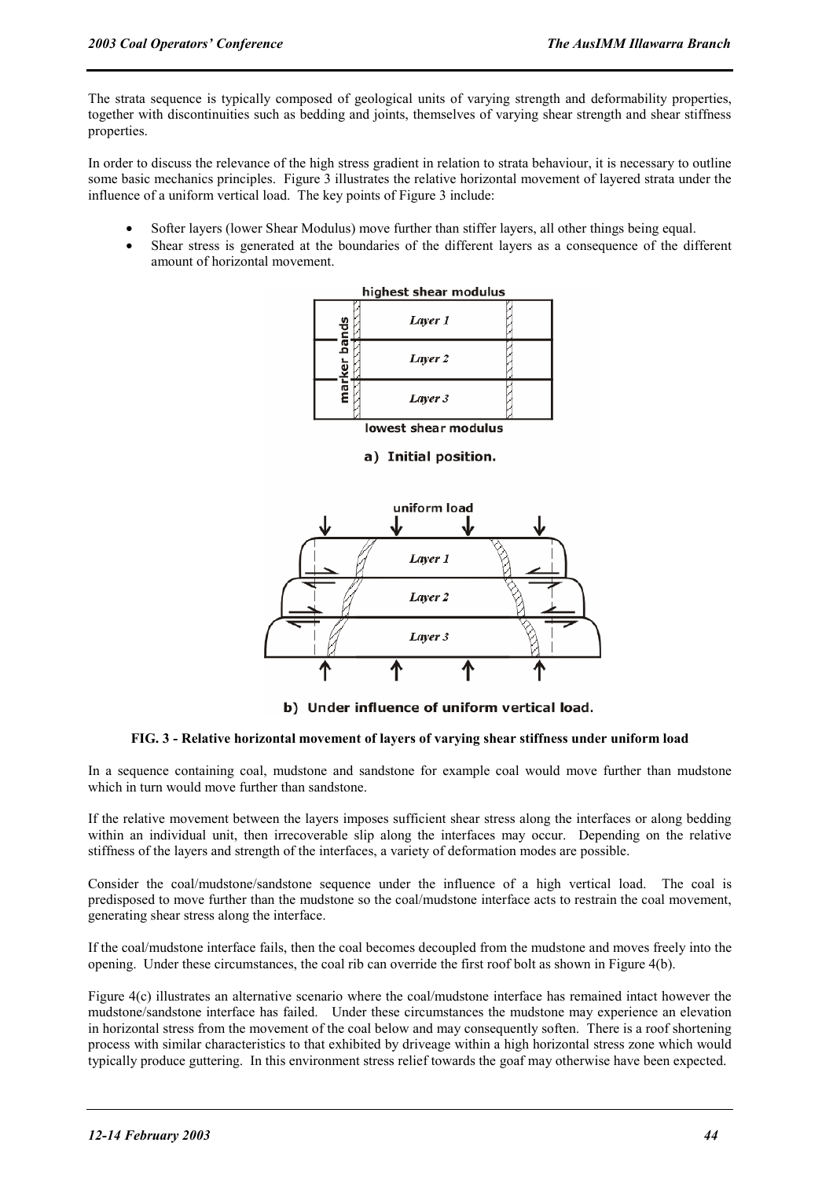The strata sequence is typically composed of geological units of varying strength and deformability properties, together with discontinuities such as bedding and joints, themselves of varying shear strength and shear stiffness properties.

In order to discuss the relevance of the high stress gradient in relation to strata behaviour, it is necessary to outline some basic mechanics principles. Figure 3 illustrates the relative horizontal movement of layered strata under the influence of a uniform vertical load. The key points of Figure 3 include:

- Softer layers (lower Shear Modulus) move further than stiffer layers, all other things being equal.
- Shear stress is generated at the boundaries of the different layers as a consequence of the different amount of horizontal movement.

**FIG. 3 - Relative horizontal movement of layers of varying shear stiffness under uniform load**

In a sequence containing coal, mudstone and sandstone for example coal would move further than mudstone which in turn would move further than sandstone.

If the relative movement between the layers imposes sufficient shear stress along the interfaces or along bedding within an individual unit, then irrecoverable slip along the interfaces may occur. Depending on the relative stiffness of the layers and strength of the interfaces, a variety of deformation modes are possible.

Consider the coal/mudstone/sandstone sequence under the influence of a high vertical load. The coal is predisposed to move further than the mudstone so the coal/mudstone interface acts to restrain the coal movement, generating shear stress along the interface.

If the coal/mudstone interface fails, then the coal becomes decoupled from the mudstone and moves freely into the opening. Under these circumstances, the coal rib can override the first roof bolt as shown in Figure 4(b).

Figure 4(c) illustrates an alternative scenario where the coal/mudstone interface has remained intact however the mudstone/sandstone interface has failed. Under these circumstances the mudstone may experience an elevation in horizontal stress from the movement of the coal below and may consequently soften. There is a roof shortening process with similar characteristics to that exhibited by driveage within a high horizontal stress zone which would typically produce guttering. In this environment stress relief towards the goaf may otherwise have been expected.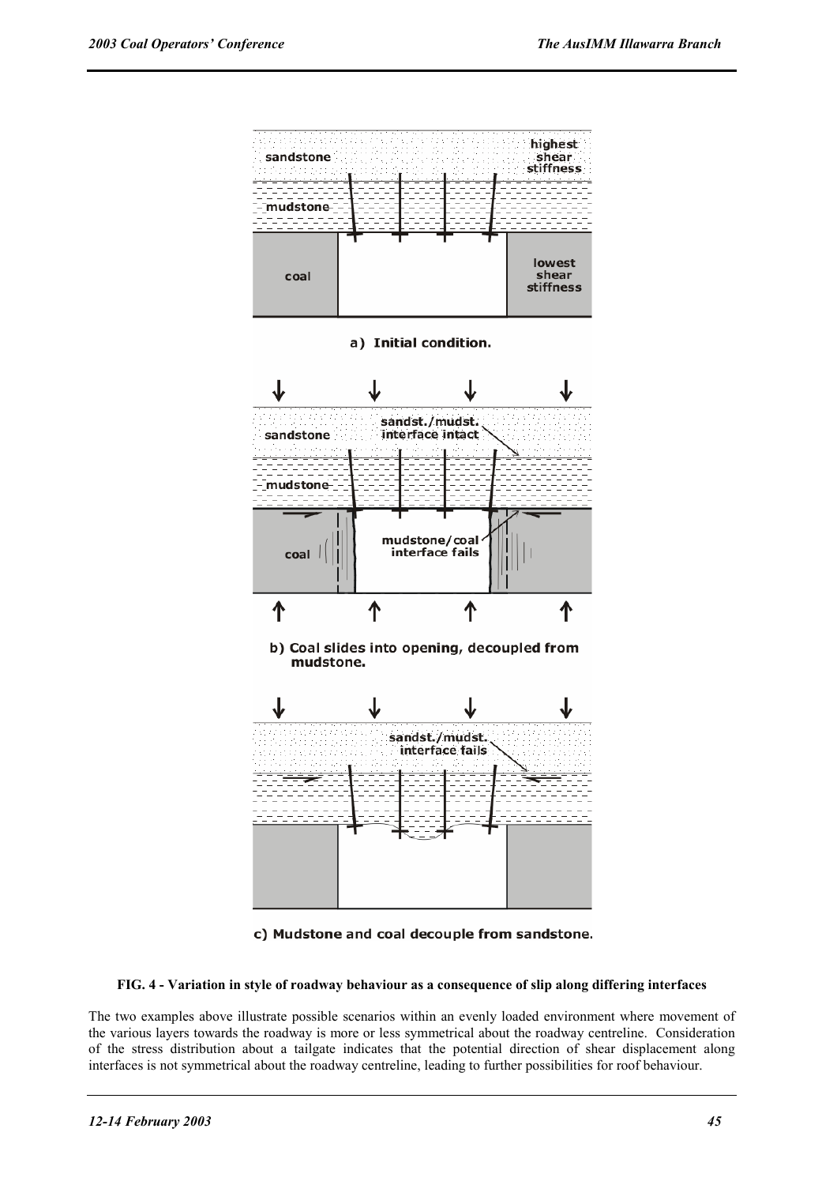**FIG. 4 - Variation in style of roadway behaviour as a consequence of slip along differing interfaces**

The two examples above illustrate possible scenarios within an evenly loaded environment where movement of the various layers towards the roadway is more or less symmetrical about the roadway centreline. Consideration of the stress distribution about a tailgate indicates that the potential direction of shear displacement along interfaces is not symmetrical about the roadway centreline, leading to further possibilities for roof behaviour.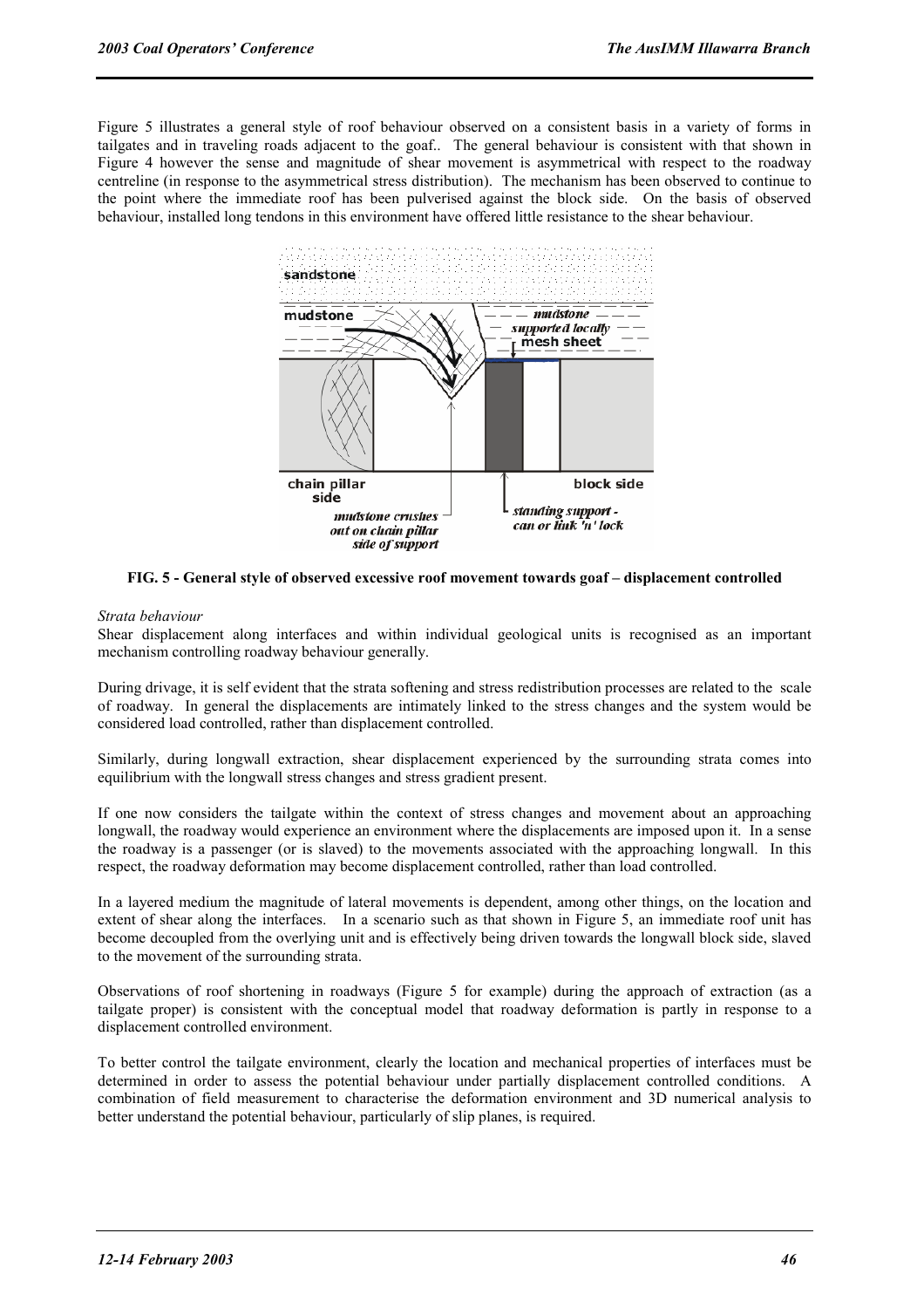Figure 5 illustrates a general style of roof behaviour observed on a consistent basis in a variety of forms in tailgates and in traveling roads adjacent to the goaf.. The general behaviour is consistent with that shown in Figure 4 however the sense and magnitude of shear movement is asymmetrical with respect to the roadway centreline (in response to the asymmetrical stress distribution). The mechanism has been observed to continue to the point where the immediate roof has been pulverised against the block side. On the basis of observed behaviour, installed long tendons in this environment have offered little resistance to the shear behaviour.

**FIG. 5 - General style of observed excessive roof movement towards goaf – displacement controlled**

*Strata behaviour*

Shear displacement along interfaces and within individual geological units is recognised as an important mechanism controlling roadway behaviour generally.

During drivage, it is self evident that the strata softening and stress redistribution processes are related to the scale of roadway. In general the displacements are intimately linked to the stress changes and the system would be considered load controlled, rather than displacement controlled.

Similarly, during longwall extraction, shear displacement experienced by the surrounding strata comes into equilibrium with the longwall stress changes and stress gradient present.

If one now considers the tailgate within the context of stress changes and movement about an approaching longwall, the roadway would experience an environment where the displacements are imposed upon it. In a sense the roadway is a passenger (or is slaved) to the movements associated with the approaching longwall. In this respect, the roadway deformation may become displacement controlled, rather than load controlled.

In a layered medium the magnitude of lateral movements is dependent, among other things, on the location and extent of shear along the interfaces. In a scenario such as that shown in Figure 5, an immediate roof unit has become decoupled from the overlying unit and is effectively being driven towards the longwall block side, slaved to the movement of the surrounding strata.

Observations of roof shortening in roadways (Figure 5 for example) during the approach of extraction (as a tailgate proper) is consistent with the conceptual model that roadway deformation is partly in response to a displacement controlled environment.

To better control the tailgate environment, clearly the location and mechanical properties of interfaces must be determined in order to assess the potential behaviour under partially displacement controlled conditions. A combination of field measurement to characterise the deformation environment and 3D numerical analysis to better understand the potential behaviour, particularly of slip planes, is required.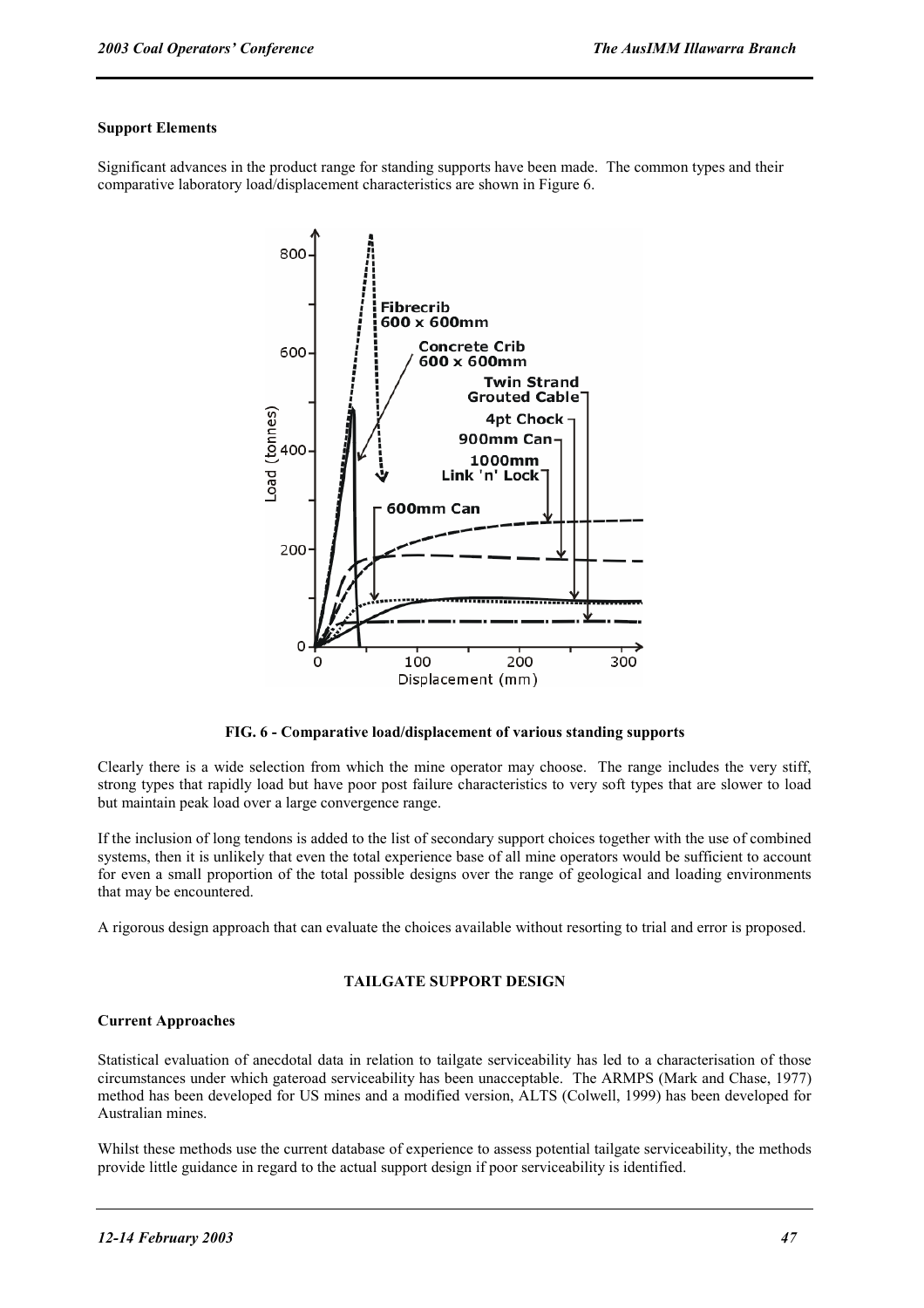### Support Elements

Significant advances in the product range for standing supports have been made. The common types and their comparative laboratory load/displacement characteristics are shown in Figure 6.

**FIG. 6 - Comparative load/displacement of various standing supports**

Clearly there is a wide selection from which the mine operator may choose. The range includes the very stiff, strong types that rapidly load but have poor post failure characteristics to very soft types that are slower to load but maintain peak load over a large convergence range.

If the inclusion of long tendons is added to the list of secondary support choices together with the use of combined systems, then it is unlikely that even the total experience base of all mine operators would be sufficient to account for even a small proportion of the total possible designs over the range of geological and loading environments that may be encountered.

A rigorous design approach that can evaluate the choices available without resorting to trial and error is proposed.

## TAILGATE SUPPORT DESIGN

### Current Approaches

Statistical evaluation of anecdotal data in relation to tailgate serviceability has led to a characterisation of those circumstances under which gateroad serviceability has been unacceptable. The ARMPS (Mark and Chase, 1977) method has been developed for US mines and a modified version, ALTS (Colwell, 1999) has been developed for Australian mines.

Whilst these methods use the current database of experience to assess potential tailgate serviceability, the methods provide little guidance in regard to the actual support design if poor serviceability is identified.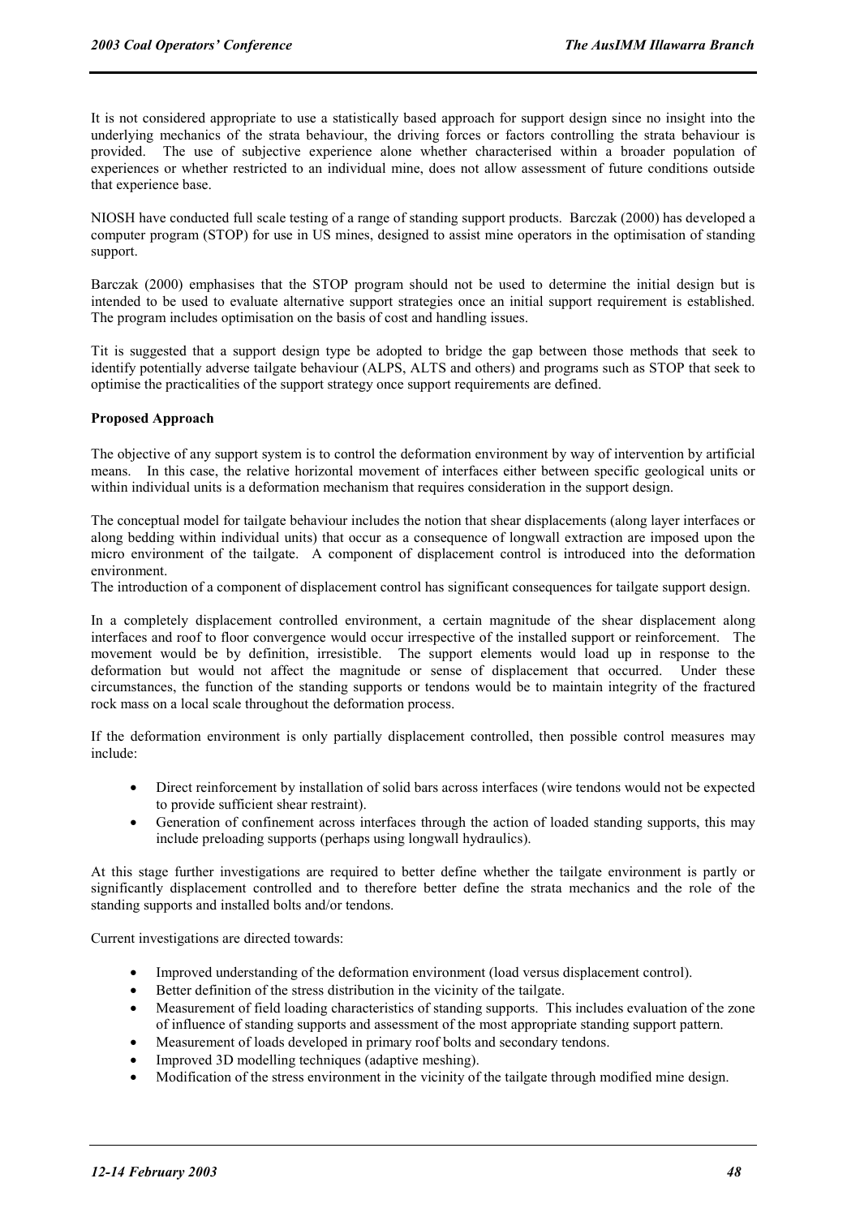It is not considered appropriate to use a statistically based approach for support design since no insight into the underlying mechanics of the strata behaviour, the driving forces or factors controlling the strata behaviour is provided. The use of subjective experience alone whether characterised within a broader population of experiences or whether restricted to an individual mine, does not allow assessment of future conditions outside that experience base.

NIOSH have conducted full scale testing of a range of standing support products. Barczak (2000) has developed a computer program (STOP) for use in US mines, designed to assist mine operators in the optimisation of standing support.

Barczak (2000) emphasises that the STOP program should not be used to determine the initial design but is intended to be used to evaluate alternative support strategies once an initial support requirement is established. The program includes optimisation on the basis of cost and handling issues.

Tit is suggested that a support design type be adopted to bridge the gap between those methods that seek to identify potentially adverse tailgate behaviour (ALPS, ALTS and others) and programs such as STOP that seek to optimise the practicalities of the support strategy once support requirements are defined.

**Proposed Approach**

The objective of any support system is to control the deformation environment by way of intervention by artificial means. In this case, the relative horizontal movement of interfaces either between specific geological units or within individual units is a deformation mechanism that requires consideration in the support design.

The conceptual model for tailgate behaviour includes the notion that shear displacements (along layer interfaces or along bedding within individual units) that occur as a consequence of longwall extraction are imposed upon the micro environment of the tailgate. A component of displacement control is introduced into the deformation environment.

The introduction of a component of displacement control has significant consequences for tailgate support design.

In a completely displacement controlled environment, a certain magnitude of the shear displacement along interfaces and roof to floor convergence would occur irrespective of the installed support or reinforcement. The movement would be by definition, irresistible. The support elements would load up in response to the deformation but would not affect the magnitude or sense of displacement that occurred. Under these circumstances, the function of the standing supports or tendons would be to maintain integrity of the fractured rock mass on a local scale throughout the deformation process.

If the deformation environment is only partially displacement controlled, then possible control measures may include:

- Direct reinforcement by installation of solid bars across interfaces (wire tendons would not be expected to provide sufficient shear restraint).
- Generation of confinement across interfaces through the action of loaded standing supports, this may include preloading supports (perhaps using longwall hydraulics).

At this stage further investigations are required to better define whether the tailgate environment is partly or significantly displacement controlled and to therefore better define the strata mechanics and the role of the standing supports and installed bolts and/or tendons.

Current investigations are directed towards:

- Improved understanding of the deformation environment (load versus displacement control).
- Better definition of the stress distribution in the vicinity of the tailgate.
- Measurement of field loading characteristics of standing supports. This includes evaluation of the zone of influence of standing supports and assessment of the most appropriate standing support pattern.
- Measurement of loads developed in primary roof bolts and secondary tendons.
- Improved 3D modelling techniques (adaptive meshing).
- Modification of the stress environment in the vicinity of the tailgate through modified mine design.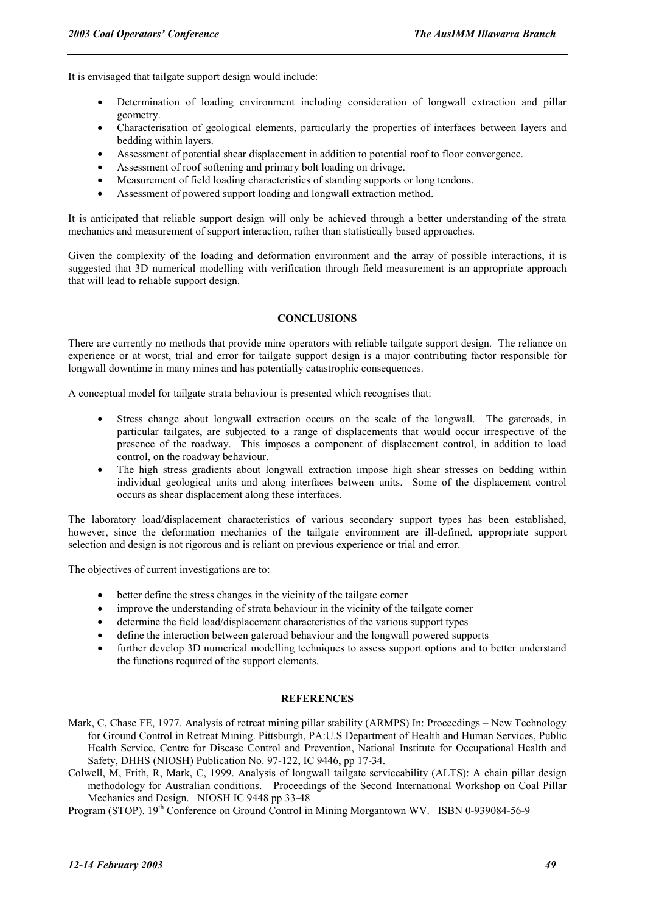It is envisaged that tailgate support design would include:

- Determination of loading environment including consideration of longwall extraction and pillar geometry.
- Characterisation of geological elements, particularly the properties of interfaces between layers and bedding within layers.
- Assessment of potential shear displacement in addition to potential roof to floor convergence.
- Assessment of roof softening and primary bolt loading on drivage.
- Measurement of field loading characteristics of standing supports or long tendons.
- Assessment of powered support loading and longwall extraction method.

It is anticipated that reliable support design will only be achieved through a better understanding of the strata mechanics and measurement of support interaction, rather than statistically based approaches.

Given the complexity of the loading and deformation environment and the array of possible interactions, it is suggested that 3D numerical modelling with verification through field measurement is an appropriate approach that will lead to reliable support design.

## CONCLUSIONS

There are currently no methods that provide mine operators with reliable tailgate support design. The reliance on experience or at worst, trial and error for tailgate support design is a major contributing factor responsible for longwall downtime in many mines and has potentially catastrophic consequences.

A conceptual model for tailgate strata behaviour is presented which recognises that:

- Stress change about longwall extraction occurs on the scale of the longwall. The gateroads, in particular tailgates, are subjected to a range of displacements that would occur irrespective of the presence of the roadway. This imposes a component of displacement control, in addition to load control, on the roadway behaviour.
- The high stress gradients about longwall extraction impose high shear stresses on bedding within individual geological units and along interfaces between units. Some of the displacement control occurs as shear displacement along these interfaces.

The laboratory load/displacement characteristics of various secondary support types has been established, however, since the deformation mechanics of the tailgate environment are ill-defined, appropriate support selection and design is not rigorous and is reliant on previous experience or trial and error.

The objectives of current investigations are to:

- better define the stress changes in the vicinity of the tailgate corner
- improve the understanding of strata behaviour in the vicinity of the tailgate corner
- determine the field load/displacement characteristics of the various support types
- define the interaction between gateroad behaviour and the longwall powered supports
- further develop 3D numerical modelling techniques to assess support options and to better understand the functions required of the support elements.

## REFERENCES

Mark, C, Chase FE, 1977. Analysis of retreat mining pillar stability (ARMPS) In: Proceedings – New Technology for Ground Control in Retreat Mining. Pittsburgh, PA:U.S Department of Health and Human Services, Public Health Service, Centre for Disease Control and Prevention, National Institute for Occupational Health and Safety, DHHS (NIOSH) Publication No. 97-122, IC 9446, pp 17-34.

Colwell, M, Frith, R, Mark, C, 1999. Analysis of longwall tailgate serviceability (ALTS): A chain pillar design methodology for Australian conditions. Proceedings of the Second International Workshop on Coal Pillar Mechanics and Design. NIOSH IC 9448 pp 33-48

Program (STOP). 19th Conference on Ground Control in Mining Morgantown WV. ISBN 0-939084-56-9